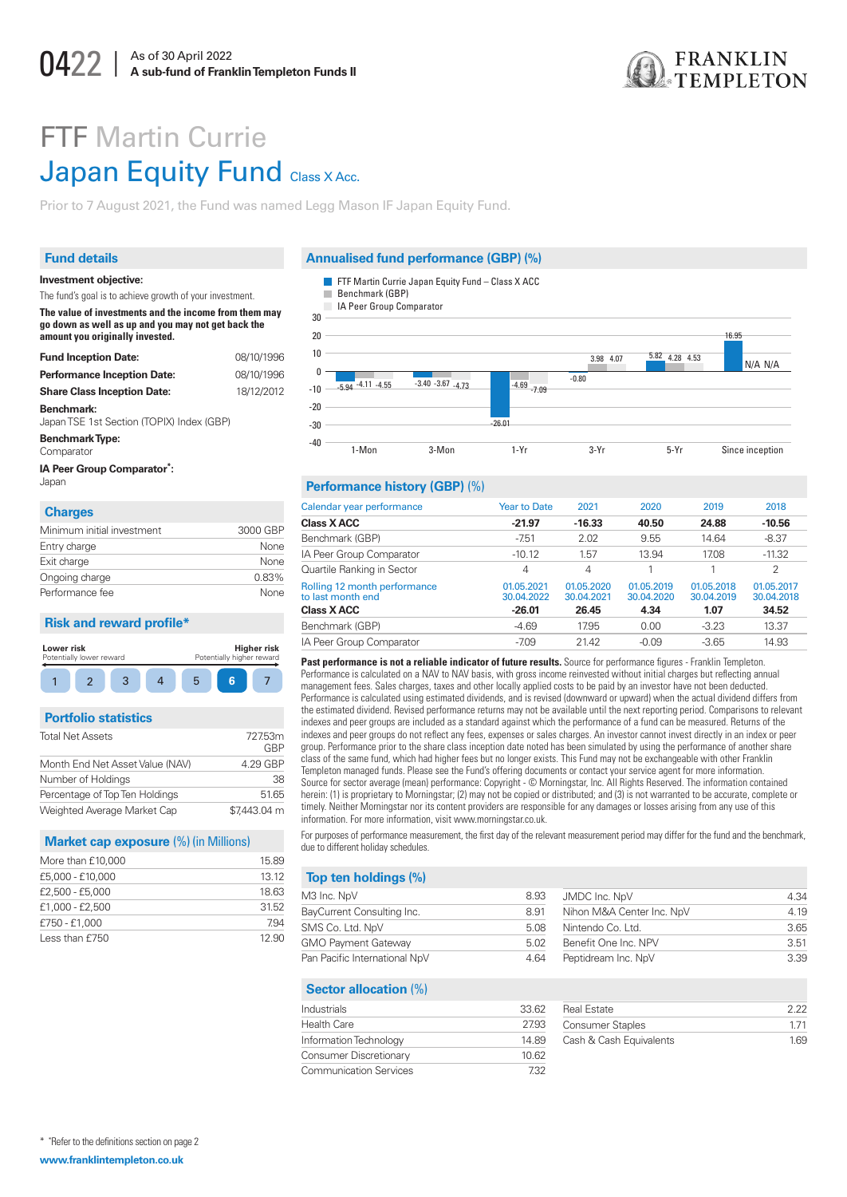0422 | As of 30 April 2022
**A sub-fund of Franklin Templeton Funds II**

FRANKLIN TEMPLETON

# FTF Martin Currie Japan Equity Fund Class X Acc.

Prior to 7 August 2021, the Fund was named Legg Mason IF Japan Equity Fund.

## Fund details

**Investment objective:**

The fund's goal is to achieve growth of your investment.

**The value of investments and the income from them may go down as well as up and you may not get back the amount you originally invested.**

| | |
|---|---|
| **Fund Inception Date:** | 08/10/1996 |
| **Performance Inception Date:** | 08/10/1996 |
| **Share Class Inception Date:** | 18/12/2012 |

**Benchmark:**
Japan TSE 1st Section (TOPIX) Index (GBP)

**Benchmark Type:**
Comparator

**IA Peer Group Comparator*:**
Japan

## Charges

| | |
|---|---|
| Minimum initial investment | 3000 GBP |
| Entry charge | None |
| Exit charge | None |
| Ongoing charge | 0.83% |
| Performance fee | None |

## Risk and reward profile*

Lower risk — Potentially lower reward | Higher risk — Potentially higher reward

1 2 3 4 5 **6** 7

## Portfolio statistics

| | |
|---|---|
| Total Net Assets | 727.53m GBP |
| Month End Net Asset Value (NAV) | 4.29 GBP |
| Number of Holdings | 38 |
| Percentage of Top Ten Holdings | 51.65 |
| Weighted Average Market Cap | $7,443.04 m |

## Market cap exposure (%) (in Millions)

| | |
|---|---|
| More than £10,000 | 15.89 |
| £5,000 - £10,000 | 13.12 |
| £2,500 - £5,000 | 18.63 |
| £1,000 - £2,500 | 31.52 |
| £750 - £1,000 | 7.94 |
| Less than £750 | 12.90 |

## Annualised fund performance (GBP) (%)

| | 1-Mon | 3-Mon | 1-Yr | 3-Yr | 5-Yr | Since inception |
|---|---|---|---|---|---|---|
| FTF Martin Currie Japan Equity Fund – Class X ACC | -5.94 | -3.40 | -26.01 | -0.80 | 5.82 | 16.95 |
| Benchmark (GBP) | -4.11 | -3.67 | -4.69 | 3.98 | 4.28 | N/A |
| IA Peer Group Comparator | -4.55 | -4.73 | -7.09 | 4.07 | 4.53 | N/A |

## Performance history (GBP) (%)

| Calendar year performance | Year to Date | 2021 | 2020 | 2019 | 2018 |
|---|---|---|---|---|---|
| **Class X ACC** | **-21.97** | **-16.33** | **40.50** | **24.88** | **-10.56** |
| Benchmark (GBP) | -7.51 | 2.02 | 9.55 | 14.64 | -8.37 |
| IA Peer Group Comparator | -10.12 | 1.57 | 13.94 | 17.08 | -11.32 |
| Quartile Ranking in Sector | 4 | 4 | 1 | 1 | 2 |
| **Rolling 12 month performance to last month end** | **01.05.2021 30.04.2022** | **01.05.2020 30.04.2021** | **01.05.2019 30.04.2020** | **01.05.2018 30.04.2019** | **01.05.2017 30.04.2018** |
| **Class X ACC** | **-26.01** | **26.45** | **4.34** | **1.07** | **34.52** |
| Benchmark (GBP) | -4.69 | 17.95 | 0.00 | -3.23 | 13.37 |
| IA Peer Group Comparator | -7.09 | 21.42 | -0.09 | -3.65 | 14.93 |

**Past performance is not a reliable indicator of future results.** Source for performance figures - Franklin Templeton. Performance is calculated on a NAV to NAV basis, with gross income reinvested without initial charges but reflecting annual management fees. Sales charges, taxes and other locally applied costs to be paid by an investor have not been deducted. Performance is calculated using estimated dividends, and is revised (downward or upward) when the actual dividend differs from the estimated dividend. Revised performance returns may not be available until the next reporting period. Comparisons to relevant indexes and peer groups are included as a standard against which the performance of a fund can be measured. Returns of the indexes and peer groups do not reflect any fees, expenses or sales charges. An investor cannot invest directly in an index or peer group. Performance prior to the share class inception date noted has been simulated by using the performance of another share class of the same fund, which had higher fees but no longer exists. This Fund may not be exchangeable with other Franklin Templeton managed funds. Please see the Fund's offering documents or contact your service agent for more information. Source for sector average (mean) performance: Copyright - © Morningstar, Inc. All Rights Reserved. The information contained herein: (1) is proprietary to Morningstar; (2) may not be copied or distributed; and (3) is not warranted to be accurate, complete or timely. Neither Morningstar nor its content providers are responsible for any damages or losses arising from any use of this information. For more information, visit www.morningstar.co.uk.

For purposes of performance measurement, the first day of the relevant measurement period may differ for the fund and the benchmark, due to different holiday schedules.

## Top ten holdings (%)

| | |
|---|---|
| M3 Inc. NpV | 8.93 |
| BayCurrent Consulting Inc. | 8.91 |
| SMS Co. Ltd. NpV | 5.08 |
| GMO Payment Gateway | 5.02 |
| Pan Pacific International NpV | 4.64 |
| JMDC Inc. NpV | 4.34 |
| Nihon M&A Center Inc. NpV | 4.19 |
| Nintendo Co. Ltd. | 3.65 |
| Benefit One Inc. NPV | 3.51 |
| Peptidream Inc. NpV | 3.39 |

## Sector allocation (%)

| | |
|---|---|
| Industrials | 33.62 |
| Health Care | 27.93 |
| Information Technology | 14.89 |
| Consumer Discretionary | 10.62 |
| Communication Services | 7.32 |
| Real Estate | 2.22 |
| Consumer Staples | 1.71 |
| Cash & Cash Equivalents | 1.69 |

\* "Refer to the definitions section on page 2

www.franklintempleton.co.uk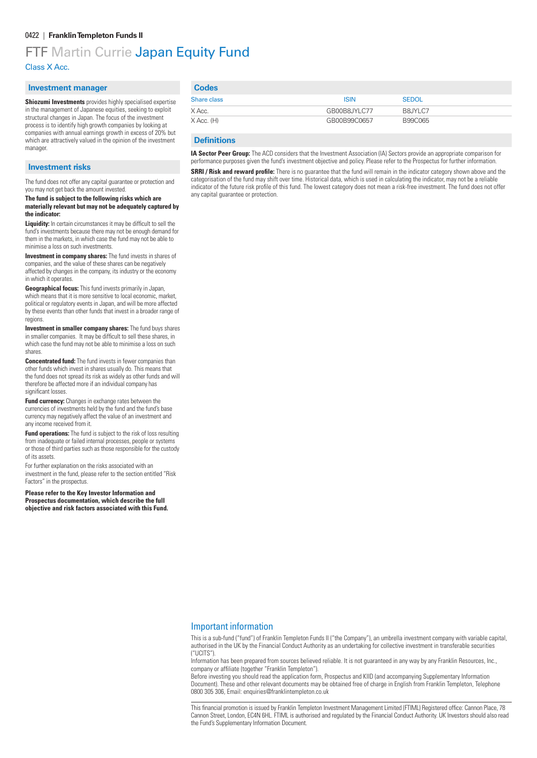# FTF Martin Currie Japan Equity Fund

Class X Acc.

## Investment manager

**Shiozumi Investments** provides highly specialised expertise in the management of Japanese equities, seeking to exploit structural changes in Japan. The focus of the investment process is to identify high growth companies by looking at companies with annual earnings growth in excess of 20% but which are attractively valued in the opinion of the investment manager.

## Investment risks

The fund does not offer any capital guarantee or protection and you may not get back the amount invested.

**The fund is subject to the following risks which are materially relevant but may not be adequately captured by the indicator:**

**Liquidity:** In certain circumstances it may be difficult to sell the fund's investments because there may not be enough demand for them in the markets, in which case the fund may not be able to minimise a loss on such investments.

**Investment in company shares:** The fund invests in shares of companies, and the value of these shares can be negatively affected by changes in the company, its industry or the economy in which it operates.

**Geographical focus:** This fund invests primarily in Japan, which means that it is more sensitive to local economic, market, political or regulatory events in Japan, and will be more affected by these events than other funds that invest in a broader range of regions.

**Investment in smaller company shares:** The fund buys shares in smaller companies. It may be difficult to sell these shares, in which case the fund may not be able to minimise a loss on such shares.

**Concentrated fund:** The fund invests in fewer companies than other funds which invest in shares usually do. This means that the fund does not spread its risk as widely as other funds and will therefore be affected more if an individual company has significant losses.

**Fund currency:** Changes in exchange rates between the currencies of investments held by the fund and the fund's base currency may negatively affect the value of an investment and any income received from it.

**Fund operations:** The fund is subject to the risk of loss resulting from inadequate or failed internal processes, people or systems or those of third parties such as those responsible for the custody of its assets.

For further explanation on the risks associated with an investment in the fund, please refer to the section entitled "Risk Factors" in the prospectus.

**Please refer to the Key Investor Information and Prospectus documentation, which describe the full objective and risk factors associated with this Fund.**

## Codes

| Share class | ISIN | SEDOL |
|---|---|---|
| X Acc. | GB00B8JYLC77 | B8JYLC7 |
| X Acc. (H) | GB00B99C0657 | B99C065 |

## Definitions

**IA Sector Peer Group:** The ACD considers that the Investment Association (IA) Sectors provide an appropriate comparison for performance purposes given the fund's investment objective and policy. Please refer to the Prospectus for further information.

**SRRI / Risk and reward profile:** There is no guarantee that the fund will remain in the indicator category shown above and the categorisation of the fund may shift over time. Historical data, which is used in calculating the indicator, may not be a reliable indicator of the future risk profile of this fund. The lowest category does not mean a risk-free investment. The fund does not offer any capital guarantee or protection.

## Important information

This is a sub-fund ("fund") of Franklin Templeton Funds II ("the Company"), an umbrella investment company with variable capital, authorised in the UK by the Financial Conduct Authority as an undertaking for collective investment in transferable securities ("UCITS").

Information has been prepared from sources believed reliable. It is not guaranteed in any way by any Franklin Resources, Inc., company or affiliate (together "Franklin Templeton").

Before investing you should read the application form, Prospectus and KIID (and accompanying Supplementary Information Document). These and other relevant documents may be obtained free of charge in English from Franklin Templeton, Telephone 0800 305 306, Email: enquiries@franklintempleton.co.uk

This financial promotion is issued by Franklin Templeton Investment Management Limited (FTIML) Registered office: Cannon Place, 78 Cannon Street, London, EC4N 6HL. FTIML is authorised and regulated by the Financial Conduct Authority. UK Investors should also read the Fund's Supplementary Information Document.